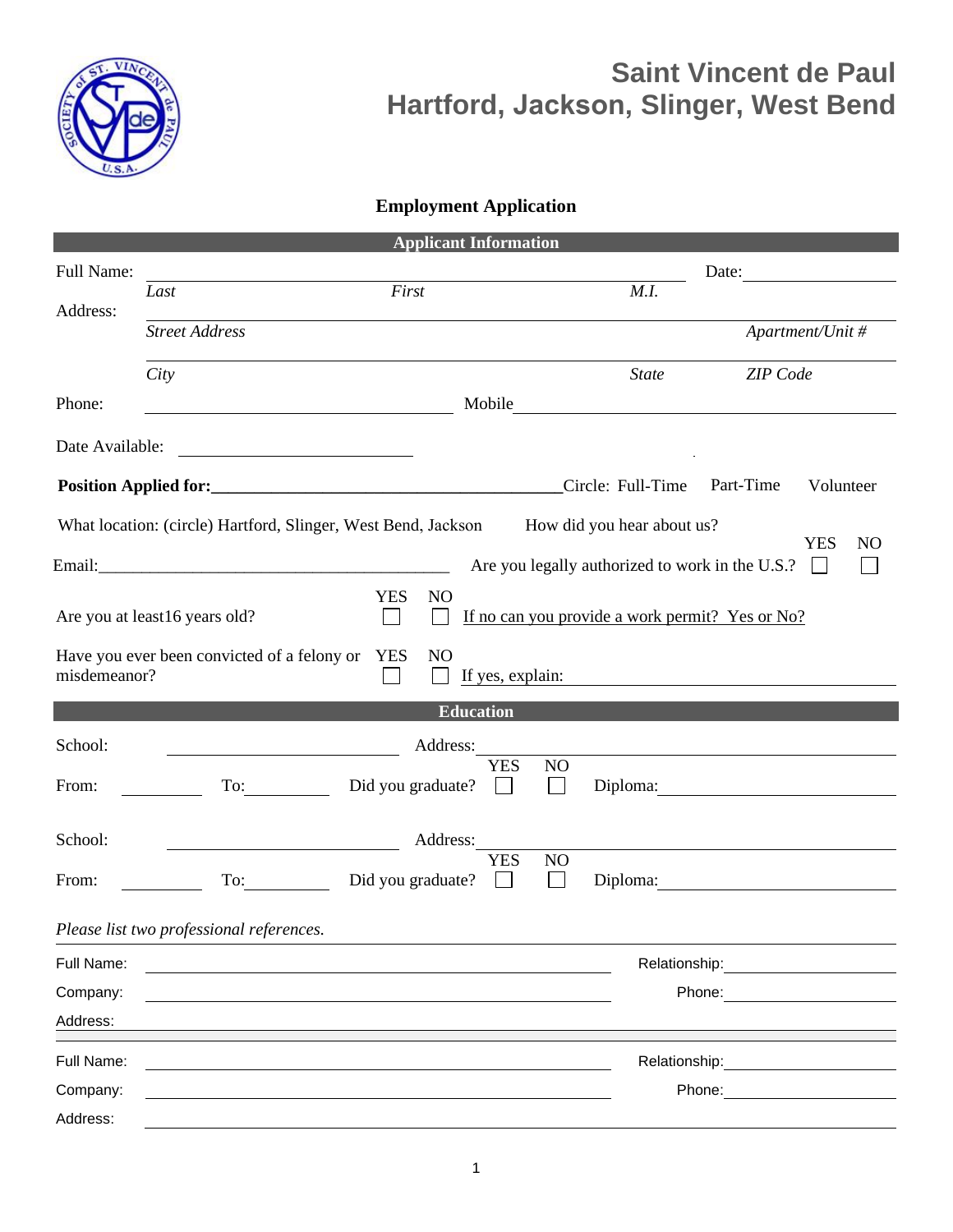# Saint Vincent de Paul
# Hartford, Jackson, Slinger, West Bend

## Employment Application

### Applicant Information

Full Name: ______________________________________________ Date: ______________

*Last* *First* *M.I.*

Address: ______________________________________________

*Street Address* *Apartment/Unit #*

______________________________________________

*City* *State* *ZIP Code*

Phone: ______________________ Mobile ______________________

Date Available: ______________________

**Position Applied for:**______________________ Circle: Full-Time Part-Time Volunteer

What location: (circle) Hartford, Slinger, West Bend, Jackson How did you hear about us?

Email:______________________ Are you legally authorized to work in the U.S.? YES ☐ NO ☐

Are you at least16 years old? YES ☐ NO ☐ If no can you provide a work permit? Yes or No?

Have you ever been convicted of a felony or misdemeanor? YES ☐ NO ☐ If yes, explain: ______________________

### Education

School: ______________________ Address: ______________________

From: __________ To: __________ Did you graduate? YES ☐ NO ☐ Diploma: ______________________

School: ______________________ Address: ______________________

From: __________ To: __________ Did you graduate? YES ☐ NO ☐ Diploma: ______________________

*Please list two professional references.*

Full Name: ______________________ Relationship: ______________

Company: ______________________ Phone: ______________

Address: ______________________

Full Name: ______________________ Relationship: ______________

Company: ______________________ Phone: ______________

Address: ______________________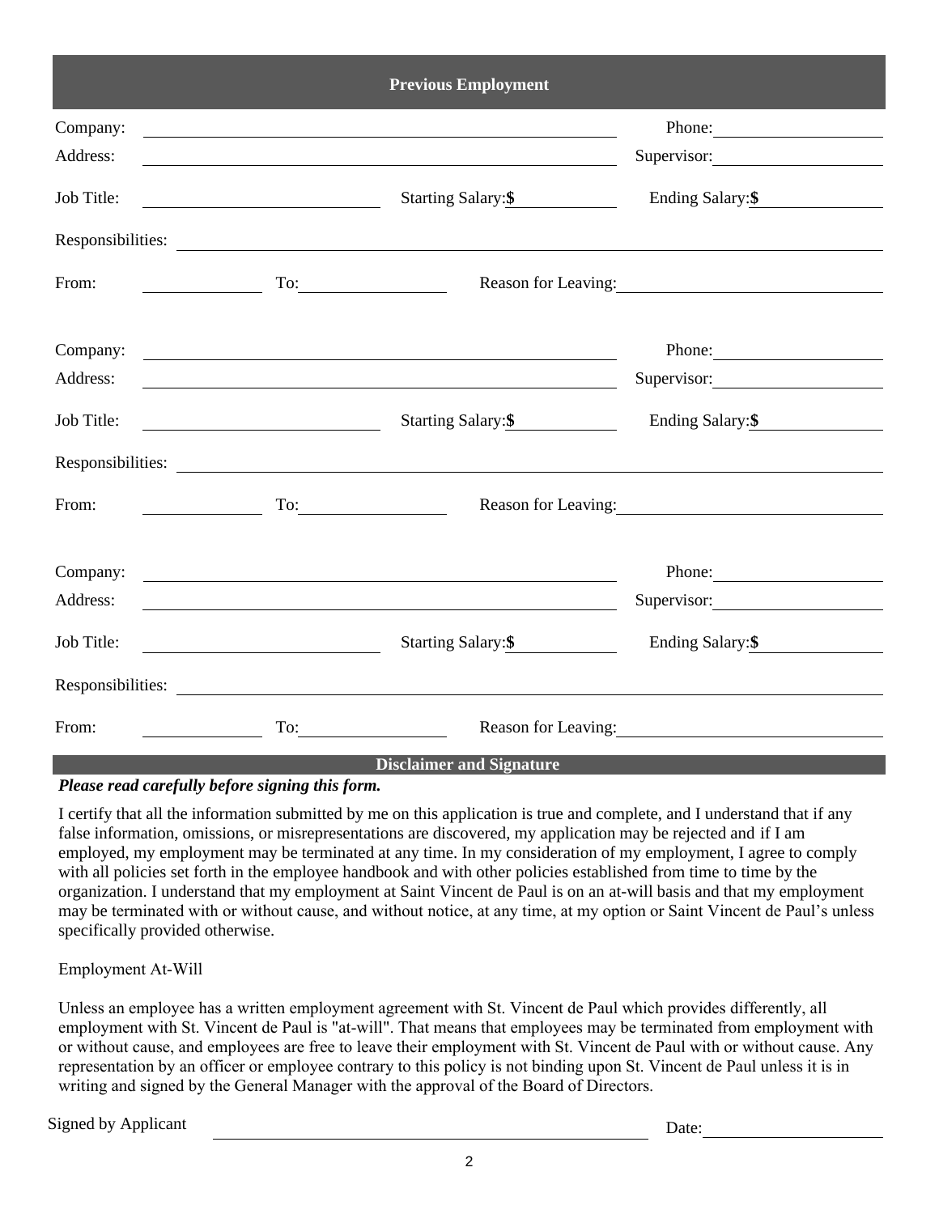## Previous Employment

Company: ______________________________ Phone: ______________

Address: ______________________________ Supervisor: ______________

Job Title: ______________ Starting Salary: $ ________ Ending Salary: $ ________

Responsibilities: ______________________________________________

From: ________ To: ________ Reason for Leaving: ______________________

Company: ______________________________ Phone: ______________

Address: ______________________________ Supervisor: ______________

Job Title: ______________ Starting Salary: $ ________ Ending Salary: $ ________

Responsibilities: ______________________________________________

From: ________ To: ________ Reason for Leaving: ______________________

Company: ______________________________ Phone: ______________

Address: ______________________________ Supervisor: ______________

Job Title: ______________ Starting Salary: $ ________ Ending Salary: $ ________

Responsibilities: ______________________________________________

From: ________ To: ________ Reason for Leaving: ______________________

## Disclaimer and Signature

***Please read carefully before signing this form.***

I certify that all the information submitted by me on this application is true and complete, and I understand that if any false information, omissions, or misrepresentations are discovered, my application may be rejected and if I am employed, my employment may be terminated at any time. In my consideration of my employment, I agree to comply with all policies set forth in the employee handbook and with other policies established from time to time by the organization. I understand that my employment at Saint Vincent de Paul is on an at-will basis and that my employment may be terminated with or without cause, and without notice, at any time, at my option or Saint Vincent de Paul's unless specifically provided otherwise.

Employment At-Will

Unless an employee has a written employment agreement with St. Vincent de Paul which provides differently, all employment with St. Vincent de Paul is "at-will". That means that employees may be terminated from employment with or without cause, and employees are free to leave their employment with St. Vincent de Paul with or without cause. Any representation by an officer or employee contrary to this policy is not binding upon St. Vincent de Paul unless it is in writing and signed by the General Manager with the approval of the Board of Directors.

Signed by Applicant ______________________________ Date: ______________